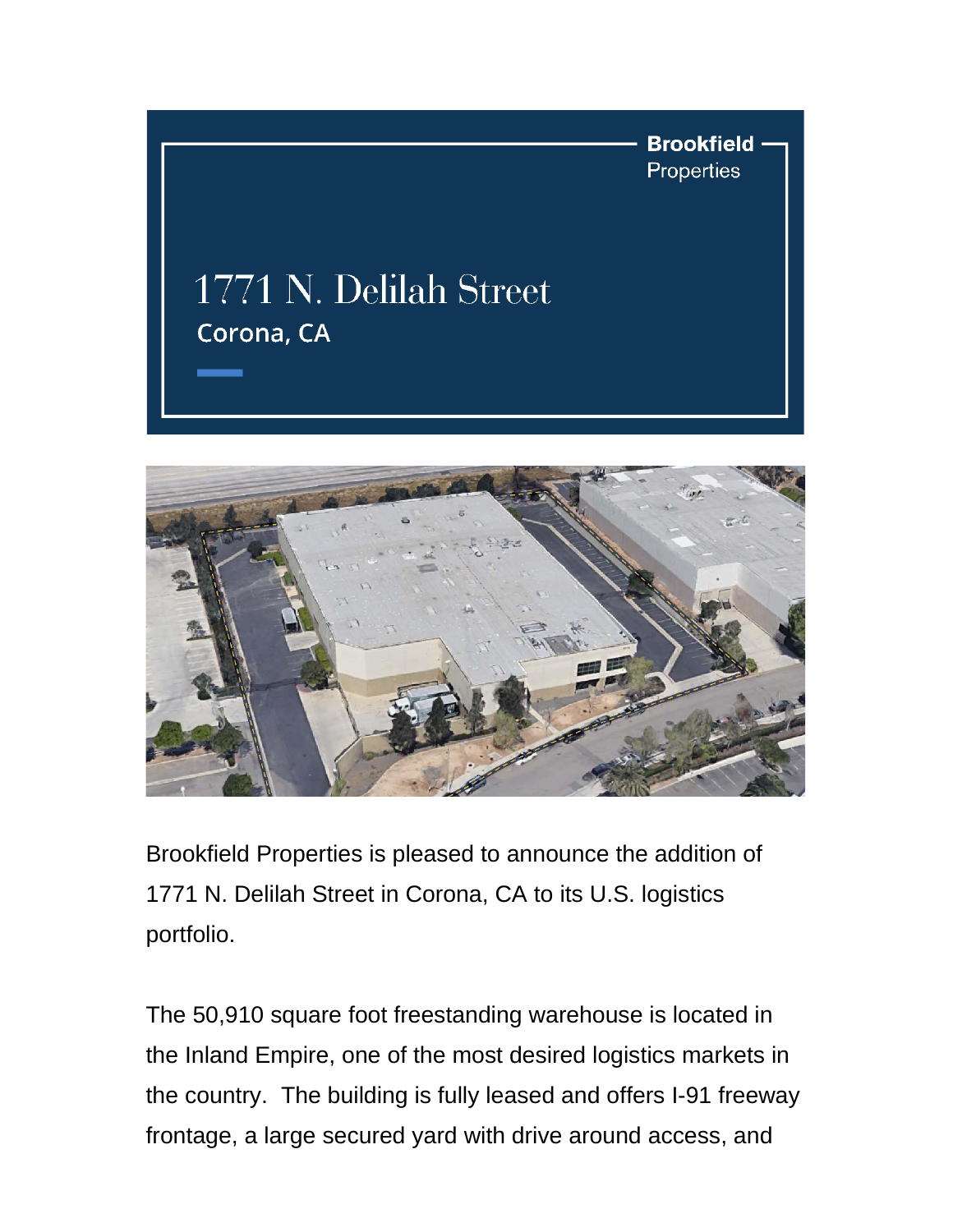Brookfield Properties

# 1771 N. Delilah Street

## Corona, CA

Brookfield Properties is pleased to announce the addition of 1771 N. Delilah Street in Corona, CA to its U.S. logistics portfolio.

The 50,910 square foot freestanding warehouse is located in the Inland Empire, one of the most desired logistics markets in the country. The building is fully leased and offers I-91 freeway frontage, a large secured yard with drive around access, and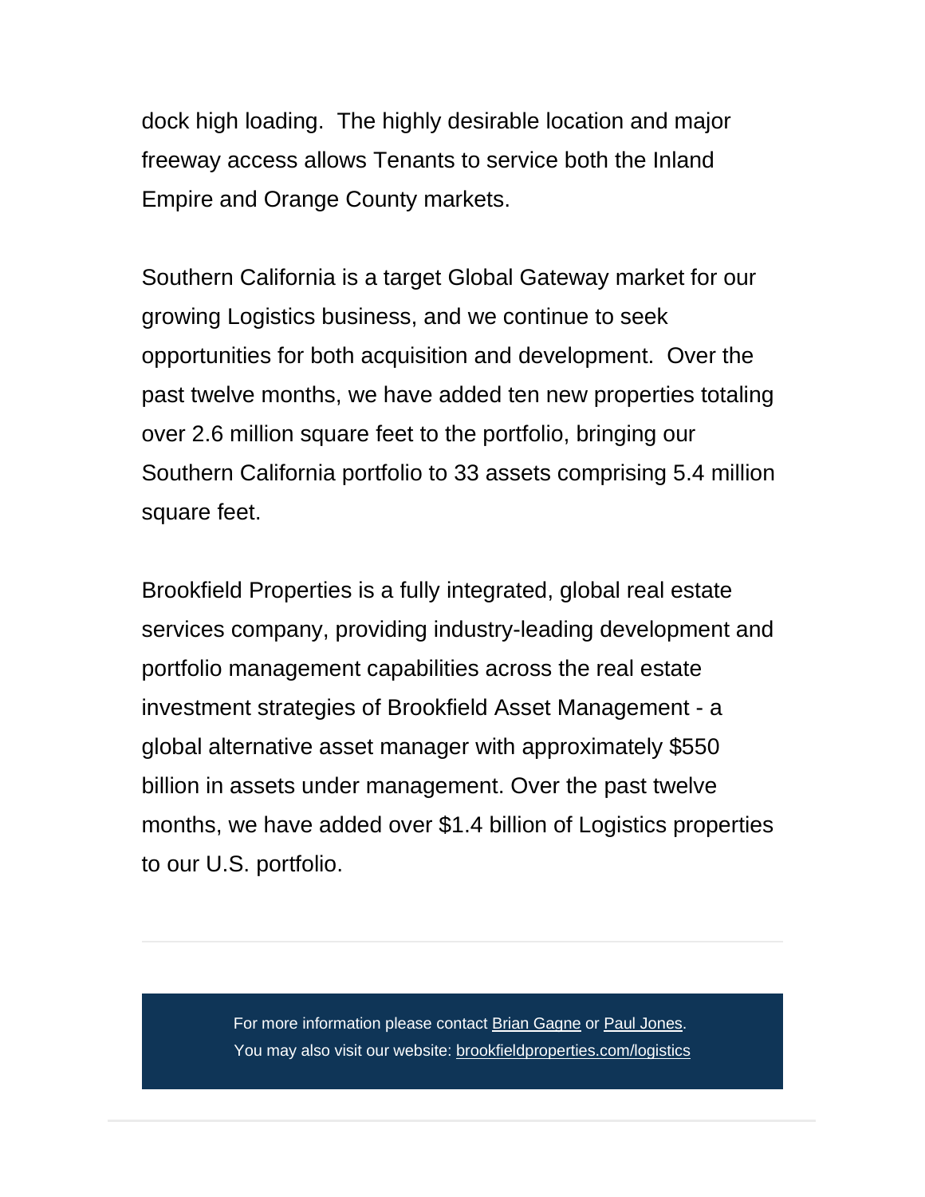dock high loading. The highly desirable location and major freeway access allows Tenants to service both the Inland Empire and Orange County markets.

Southern California is a target Global Gateway market for our growing Logistics business, and we continue to seek opportunities for both acquisition and development. Over the past twelve months, we have added ten new properties totaling over 2.6 million square feet to the portfolio, bringing our Southern California portfolio to 33 assets comprising 5.4 million square feet.

Brookfield Properties is a fully integrated, global real estate services company, providing industry-leading development and portfolio management capabilities across the real estate investment strategies of Brookfield Asset Management - a global alternative asset manager with approximately $550 billion in assets under management. Over the past twelve months, we have added over $1.4 billion of Logistics properties to our U.S. portfolio.

---

For more information please contact Brian Gagne or Paul Jones.
You may also visit our website: brookfieldproperties.com/logistics